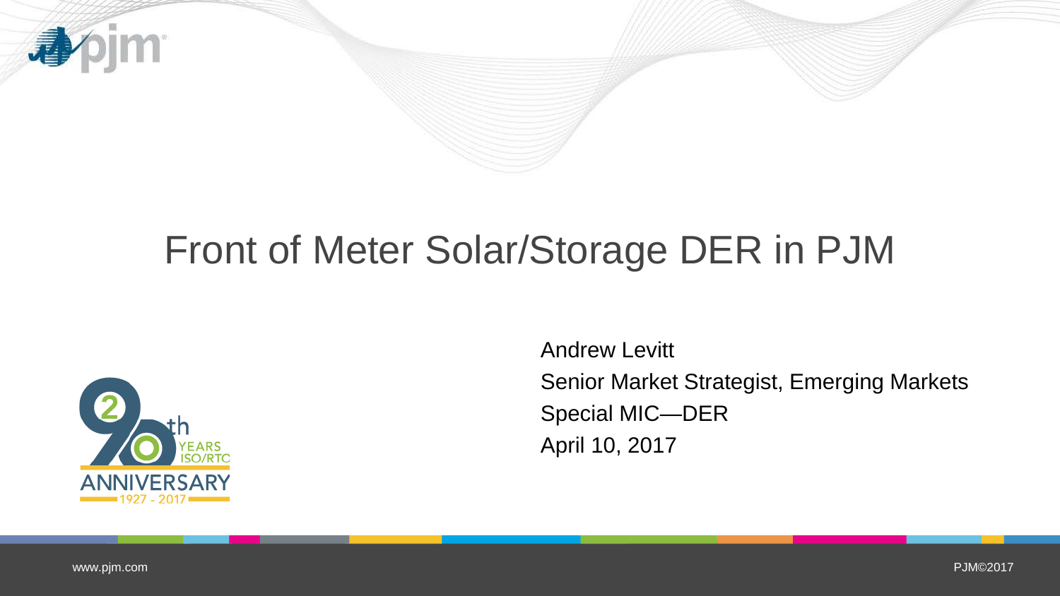# Front of Meter Solar/Storage DER in PJM

Andrew Levitt

Senior Market Strategist, Emerging Markets

Special MIC—DER

April 10, 2017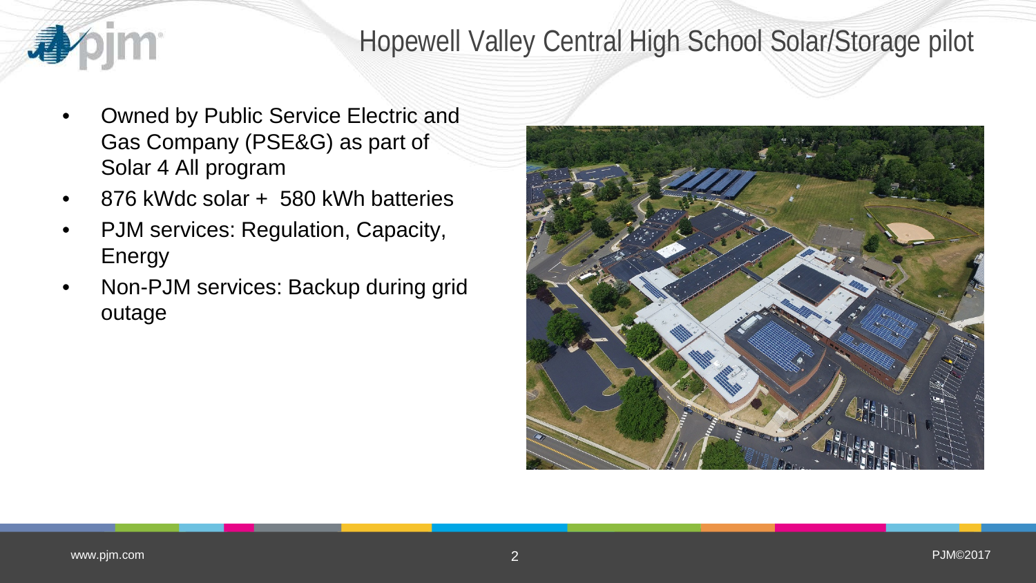# Hopewell Valley Central High School Solar/Storage pilot

- Owned by Public Service Electric and Gas Company (PSE&G) as part of Solar 4 All program
- 876 kWdc solar + 580 kWh batteries
- PJM services: Regulation, Capacity, Energy
- Non-PJM services: Backup during grid outage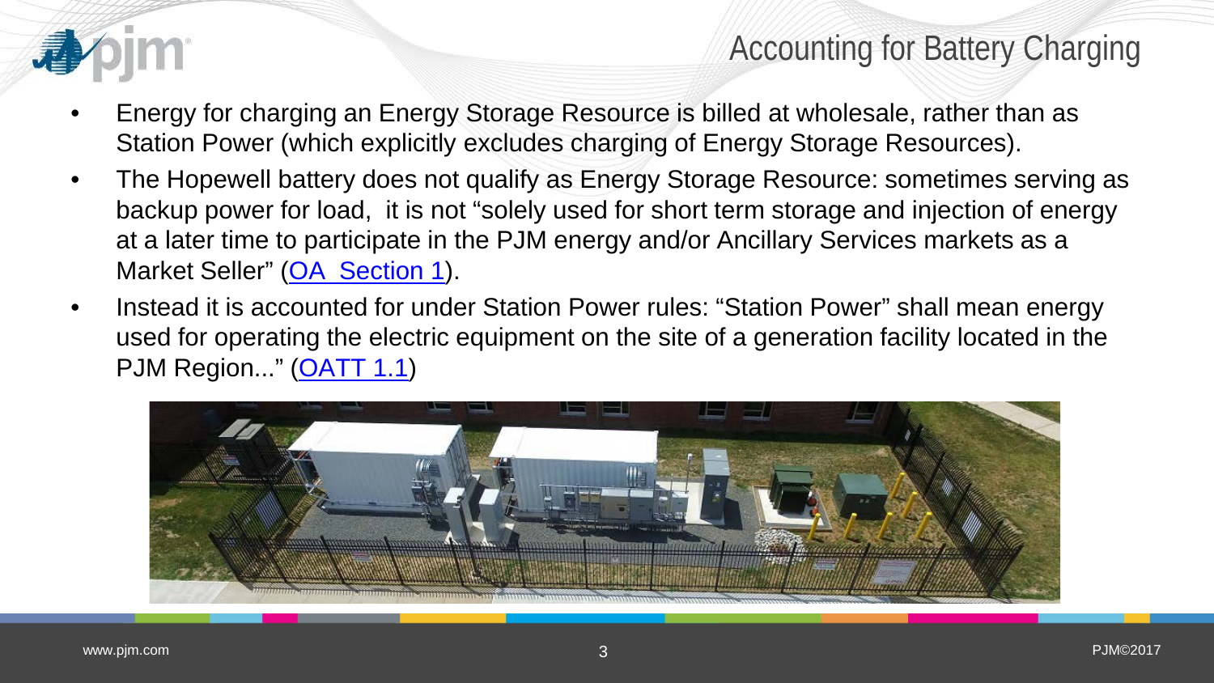# Accounting for Battery Charging

- Energy for charging an Energy Storage Resource is billed at wholesale, rather than as Station Power (which explicitly excludes charging of Energy Storage Resources).
- The Hopewell battery does not qualify as Energy Storage Resource: sometimes serving as backup power for load, it is not "solely used for short term storage and injection of energy at a later time to participate in the PJM energy and/or Ancillary Services markets as a Market Seller" (OA Section 1).
- Instead it is accounted for under Station Power rules: "Station Power" shall mean energy used for operating the electric equipment on the site of a generation facility located in the PJM Region..." (OATT 1.1)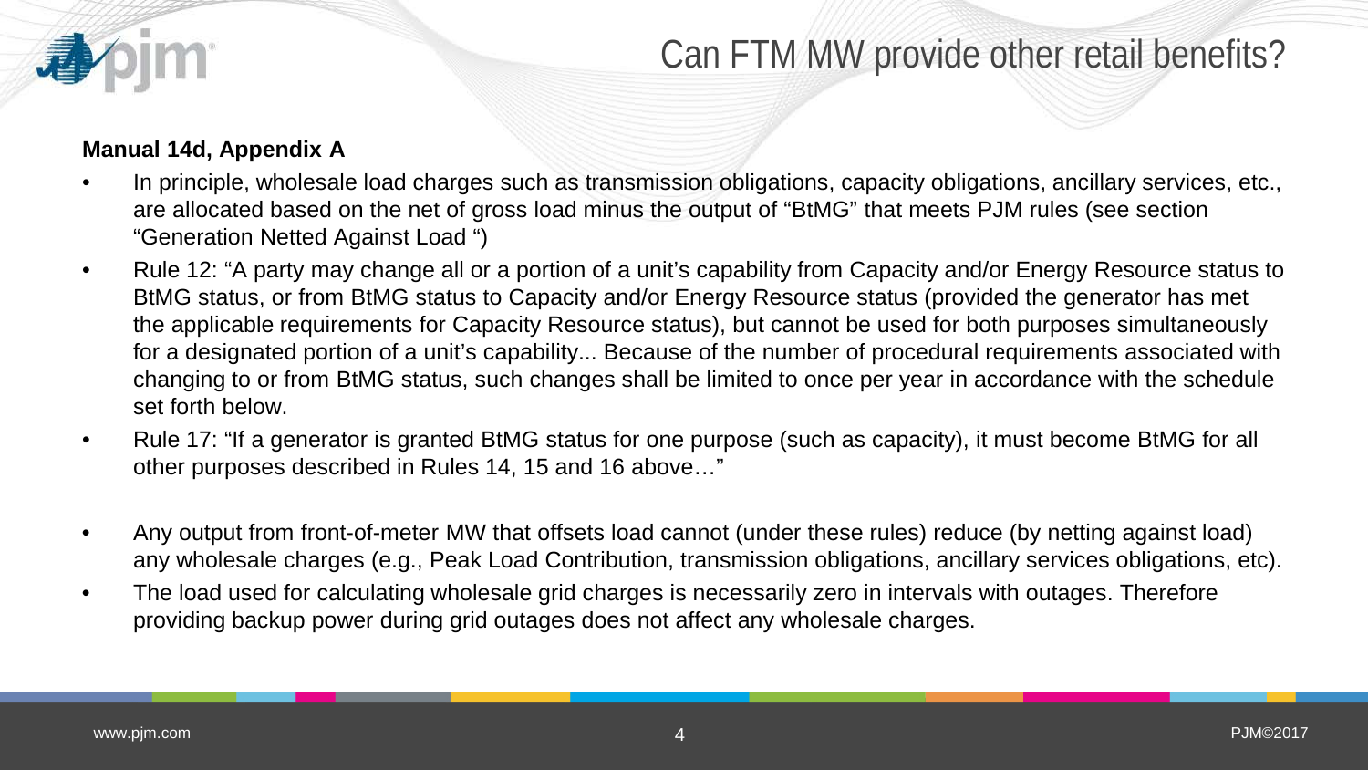# Can FTM MW provide other retail benefits?

**Manual 14d, Appendix A**

- In principle, wholesale load charges such as transmission obligations, capacity obligations, ancillary services, etc., are allocated based on the net of gross load minus the output of "BtMG" that meets PJM rules (see section "Generation Netted Against Load ")
- Rule 12: "A party may change all or a portion of a unit's capability from Capacity and/or Energy Resource status to BtMG status, or from BtMG status to Capacity and/or Energy Resource status (provided the generator has met the applicable requirements for Capacity Resource status), but cannot be used for both purposes simultaneously for a designated portion of a unit's capability... Because of the number of procedural requirements associated with changing to or from BtMG status, such changes shall be limited to once per year in accordance with the schedule set forth below.
- Rule 17: "If a generator is granted BtMG status for one purpose (such as capacity), it must become BtMG for all other purposes described in Rules 14, 15 and 16 above…"
- Any output from front-of-meter MW that offsets load cannot (under these rules) reduce (by netting against load) any wholesale charges (e.g., Peak Load Contribution, transmission obligations, ancillary services obligations, etc).
- The load used for calculating wholesale grid charges is necessarily zero in intervals with outages. Therefore providing backup power during grid outages does not affect any wholesale charges.